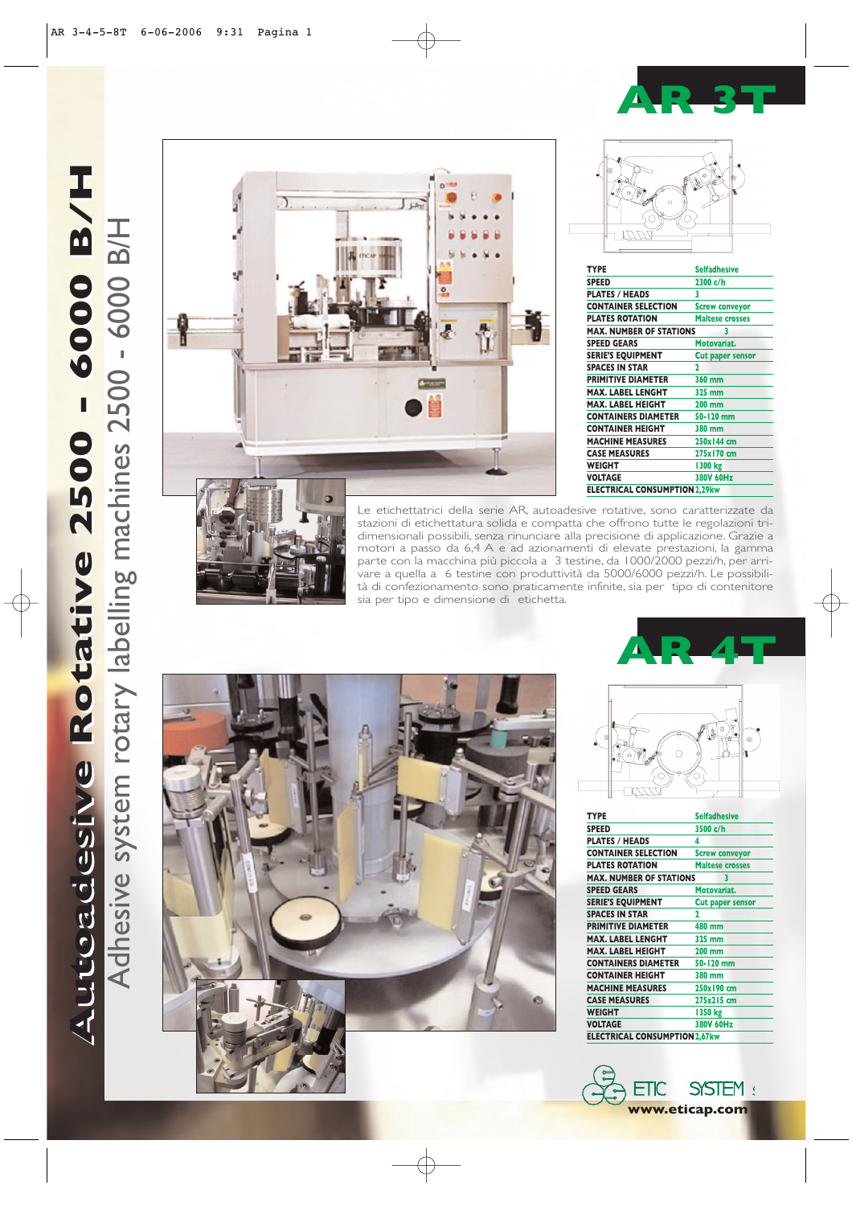# Autoadesive Rotative 2500 - 6000 B/H

## Adhesive system rotary labelling machines 2500 - 6000 B/H

## AR 3T

| TYPE | Selfadhesive |
|---|---|
| SPEED | 2300 c/h |
| PLATES / HEADS | 3 |
| CONTAINER SELECTION | Screw conveyor |
| PLATES ROTATION | Maltese crosses |
| MAX. NUMBER OF STATIONS | 3 |
| SPEED GEARS | Motovariat. |
| SERIE'S EQUIPMENT | Cut paper sensor |
| SPACES IN STAR | 2 |
| PRIMITIVE DIAMETER | 360 mm |
| MAX. LABEL LENGHT | 325 mm |
| MAX. LABEL HEIGHT | 200 mm |
| CONTAINERS DIAMETER | 50-120 mm |
| CONTAINER HEIGHT | 380 mm |
| MACHINE MEASURES | 250x144 cm |
| CASE MEASURES | 275x170 cm |
| WEIGHT | 1300 kg |
| VOLTAGE | 380V 60Hz |
| ELECTRICAL CONSUMPTION | 2,29kw |

Le etichettatrici della serie AR, autoadesive rotative, sono caratterizzate da stazioni di etichettatura solida e compatta che offrono tutte le regolazioni tri-dimensionali possibili, senza rinunciare alla precisione di applicazione. Grazie a motori a passo da 6,4 A e ad azionamenti di elevate prestazioni, la gamma parte con la macchina più piccola a 3 testine, da 1000/2000 pezzi/h, per arrivare a quella a 6 testine con produttività da 5000/6000 pezzi/h. Le possibilità di confezionamento sono praticamente infinite, sia per tipo di contenitore sia per tipo e dimensione di etichetta.

## AR 4T

| TYPE | Selfadhesive |
|---|---|
| SPEED | 3500 c/h |
| PLATES / HEADS | 4 |
| CONTAINER SELECTION | Screw conveyor |
| PLATES ROTATION | Maltese crosses |
| MAX. NUMBER OF STATIONS | 3 |
| SPEED GEARS | Motovariat. |
| SERIE'S EQUIPMENT | Cut paper sensor |
| SPACES IN STAR | 2 |
| PRIMITIVE DIAMETER | 480 mm |
| MAX. LABEL LENGHT | 325 mm |
| MAX. LABEL HEIGHT | 200 mm |
| CONTAINERS DIAMETER | 50-120 mm |
| CONTAINER HEIGHT | 380 mm |
| MACHINE MEASURES | 250x190 cm |
| CASE MEASURES | 275x215 cm |
| WEIGHT | 1350 kg |
| VOLTAGE | 380V 60Hz |
| ELECTRICAL CONSUMPTION | 2,67kw |

ETIC SYSTEM

www.eticap.com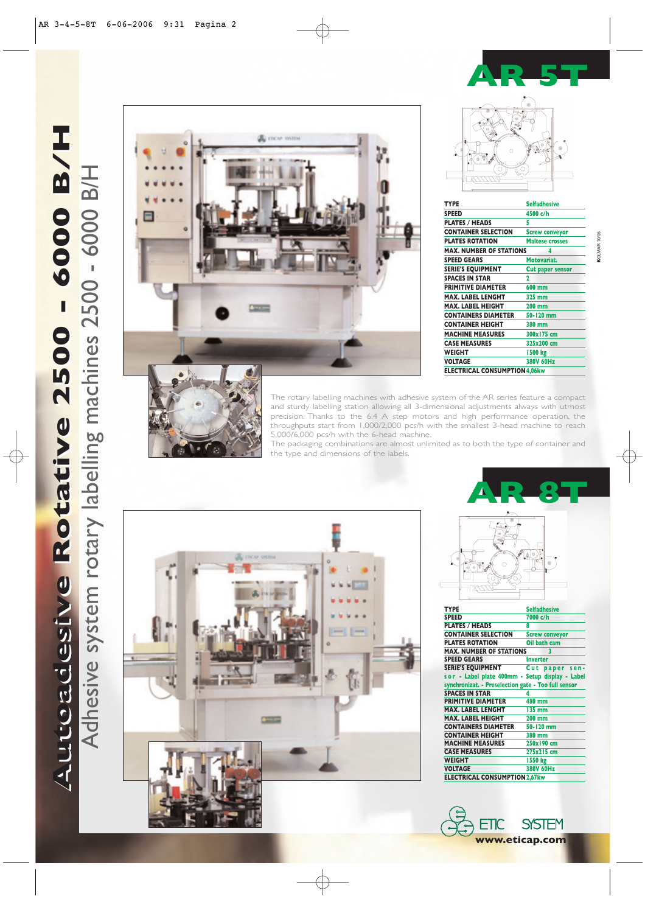# Autoadesive Rotative 2500 - 6000 B/H

## Adhesive system rotary labelling machines 2500 - 6000 B/H

# AR 5T

| | |
|---|---|
| TYPE | Selfadhesive |
| SPEED | 4500 c/h |
| PLATES / HEADS | 5 |
| CONTAINER SELECTION | Screw conveyor |
| PLATES ROTATION | Maltese crosses |
| MAX. NUMBER OF STATIONS | 4 |
| SPEED GEARS | Motovariat. |
| SERIE'S EQUIPMENT | Cut paper sensor |
| SPACES IN STAR | 2 |
| PRIMITIVE DIAMETER | 600 mm |
| MAX. LABEL LENGHT | 325 mm |
| MAX. LABEL HEIGHT | 200 mm |
| CONTAINERS DIAMETER | 50-120 mm |
| CONTAINER HEIGHT | 380 mm |
| MACHINE MEASURES | 300x175 cm |
| CASE MEASURES | 325x200 cm |
| WEIGHT | 1500 kg |
| VOLTAGE | 380V 60Hz |
| ELECTRICAL CONSUMPTION | 4,06kw |

The rotary labelling machines with adhesive system of the AR series feature a compact and sturdy labelling station allowing all 3-dimensional adjustments always with utmost precision. Thanks to the 6.4 A step motors and high performance operation, the throughputs start from 1,000/2,000 pcs/h with the smallest 3-head machine to reach 5,000/6,000 pcs/h with the 6-head machine.
The packaging combinations are almost unlimited as to both the type of container and the type and dimensions of the labels.

# AR 8T

| | |
|---|---|
| TYPE | Selfadhesive |
| SPEED | 7000 c/h |
| PLATES / HEADS | 8 |
| CONTAINER SELECTION | Screw conveyor |
| PLATES ROTATION | Oil bath cam |
| MAX. NUMBER OF STATIONS | 3 |
| SPEED GEARS | Inverter |
| SERIE'S EQUIPMENT | Cut paper sensor - Label plate 400mm - Setup display - Label synchronizat. - Preselection gate - Too full sensor |
| SPACES IN STAR | 4 |
| PRIMITIVE DIAMETER | 480 mm |
| MAX. LABEL LENGHT | 135 mm |
| MAX. LABEL HEIGHT | 200 mm |
| CONTAINERS DIAMETER | 50-120 mm |
| CONTAINER HEIGHT | 380 mm |
| MACHINE MEASURES | 250x190 cm |
| CASE MEASURES | 275x215 cm |
| WEIGHT | 1550 kg |
| VOLTAGE | 380V 60Hz |
| ELECTRICAL CONSUMPTION | 2,67kw |

ETIC SYSTEM

www.eticap.com